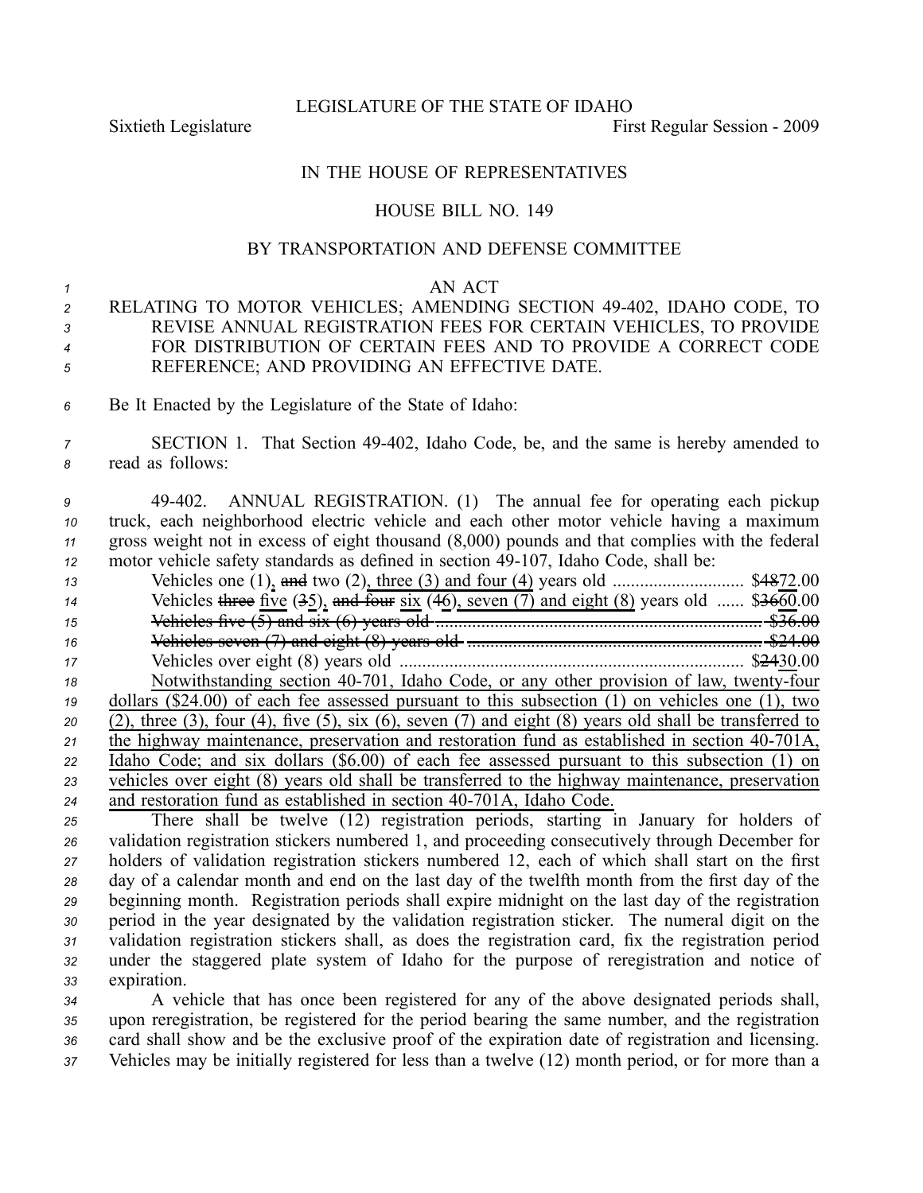LEGISLATURE OF THE STATE OF IDAHO

Sixtieth Legislature First Regular Session - 2009

IN THE HOUSE OF REPRESENTATIVES

HOUSE BILL NO. 149

BY TRANSPORTATION AND DEFENSE COMMITTEE

AN ACT

RELATING TO MOTOR VEHICLES; AMENDING SECTION 49-402, IDAHO CODE, TO REVISE ANNUAL REGISTRATION FEES FOR CERTAIN VEHICLES, TO PROVIDE FOR DISTRIBUTION OF CERTAIN FEES AND TO PROVIDE A CORRECT CODE REFERENCE; AND PROVIDING AN EFFECTIVE DATE.

Be It Enacted by the Legislature of the State of Idaho:

SECTION 1. That Section 49-402, Idaho Code, be, and the same is hereby amended to read as follows:

49-402. ANNUAL REGISTRATION. (1) The annual fee for operating each pickup truck, each neighborhood electric vehicle and each other motor vehicle having a maximum gross weight not in excess of eight thousand (8,000) pounds and that complies with the federal motor vehicle safety standards as defined in section 49-107, Idaho Code, shall be:

Vehicles one (1), ~~and~~ two (2), three (3) and four (4) years old ............................ $~~48~~72.00

Vehicles ~~three~~ five (~~3~~5), ~~and four~~ six (~~4~~6), seven (7) and eight (8) years old ...... $~~36~~60.00

~~Vehicles five (5) and six (6) years old ........................................................ $36.00~~

~~Vehicles seven (7) and eight (8) years old ............................................... $24.00~~

Vehicles over eight (8) years old ........................................................................... $~~24~~30.00

Notwithstanding section 40-701, Idaho Code, or any other provision of law, twenty-four dollars ($24.00) of each fee assessed pursuant to this subsection (1) on vehicles one (1), two (2), three (3), four (4), five (5), six (6), seven (7) and eight (8) years old shall be transferred to the highway maintenance, preservation and restoration fund as established in section 40-701A, Idaho Code; and six dollars ($6.00) of each fee assessed pursuant to this subsection (1) on vehicles over eight (8) years old shall be transferred to the highway maintenance, preservation and restoration fund as established in section 40-701A, Idaho Code.

There shall be twelve (12) registration periods, starting in January for holders of validation registration stickers numbered 1, and proceeding consecutively through December for holders of validation registration stickers numbered 12, each of which shall start on the first day of a calendar month and end on the last day of the twelfth month from the first day of the beginning month. Registration periods shall expire midnight on the last day of the registration period in the year designated by the validation registration sticker. The numeral digit on the validation registration stickers shall, as does the registration card, fix the registration period under the staggered plate system of Idaho for the purpose of reregistration and notice of expiration.

A vehicle that has once been registered for any of the above designated periods shall, upon reregistration, be registered for the period bearing the same number, and the registration card shall show and be the exclusive proof of the expiration date of registration and licensing. Vehicles may be initially registered for less than a twelve (12) month period, or for more than a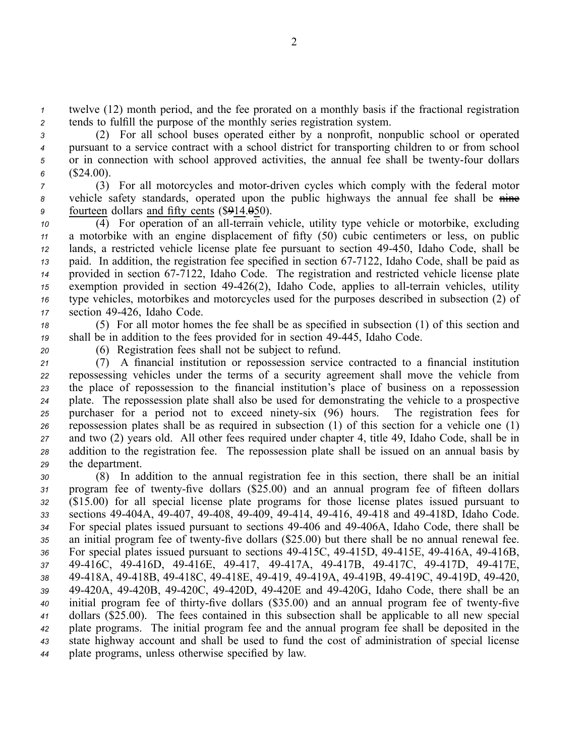twelve (12) month period, and the fee prorated on a monthly basis if the fractional registration tends to fulfill the purpose of the monthly series registration system.

(2) For all school buses operated either by a nonprofit, nonpublic school or operated pursuant to a service contract with a school district for transporting children to or from school or in connection with school approved activities, the annual fee shall be twenty-four dollars ($24.00).

(3) For all motorcycles and motor-driven cycles which comply with the federal motor vehicle safety standards, operated upon the public highways the annual fee shall be ~~nine~~ <u>fourteen</u> dollars <u>and fifty cents</u> ($~~9~~<u>14</u>.~~0~~<u>5</u>0).

(4) For operation of an all-terrain vehicle, utility type vehicle or motorbike, excluding a motorbike with an engine displacement of fifty (50) cubic centimeters or less, on public lands, a restricted vehicle license plate fee pursuant to section 49-450, Idaho Code, shall be paid. In addition, the registration fee specified in section 67-7122, Idaho Code, shall be paid as provided in section 67-7122, Idaho Code. The registration and restricted vehicle license plate exemption provided in section 49-426(2), Idaho Code, applies to all-terrain vehicles, utility type vehicles, motorbikes and motorcycles used for the purposes described in subsection (2) of section 49-426, Idaho Code.

(5) For all motor homes the fee shall be as specified in subsection (1) of this section and shall be in addition to the fees provided for in section 49-445, Idaho Code.

(6) Registration fees shall not be subject to refund.

(7) A financial institution or repossession service contracted to a financial institution repossessing vehicles under the terms of a security agreement shall move the vehicle from the place of repossession to the financial institution's place of business on a repossession plate. The repossession plate shall also be used for demonstrating the vehicle to a prospective purchaser for a period not to exceed ninety-six (96) hours. The registration fees for repossession plates shall be as required in subsection (1) of this section for a vehicle one (1) and two (2) years old. All other fees required under chapter 4, title 49, Idaho Code, shall be in addition to the registration fee. The repossession plate shall be issued on an annual basis by the department.

(8) In addition to the annual registration fee in this section, there shall be an initial program fee of twenty-five dollars ($25.00) and an annual program fee of fifteen dollars ($15.00) for all special license plate programs for those license plates issued pursuant to sections 49-404A, 49-407, 49-408, 49-409, 49-414, 49-416, 49-418 and 49-418D, Idaho Code. For special plates issued pursuant to sections 49-406 and 49-406A, Idaho Code, there shall be an initial program fee of twenty-five dollars ($25.00) but there shall be no annual renewal fee. For special plates issued pursuant to sections 49-415C, 49-415D, 49-415E, 49-416A, 49-416B, 49-416C, 49-416D, 49-416E, 49-417, 49-417A, 49-417B, 49-417C, 49-417D, 49-417E, 49-418A, 49-418B, 49-418C, 49-418E, 49-419, 49-419A, 49-419B, 49-419C, 49-419D, 49-420, 49-420A, 49-420B, 49-420C, 49-420D, 49-420E and 49-420G, Idaho Code, there shall be an initial program fee of thirty-five dollars ($35.00) and an annual program fee of twenty-five dollars ($25.00). The fees contained in this subsection shall be applicable to all new special plate programs. The initial program fee and the annual program fee shall be deposited in the state highway account and shall be used to fund the cost of administration of special license plate programs, unless otherwise specified by law.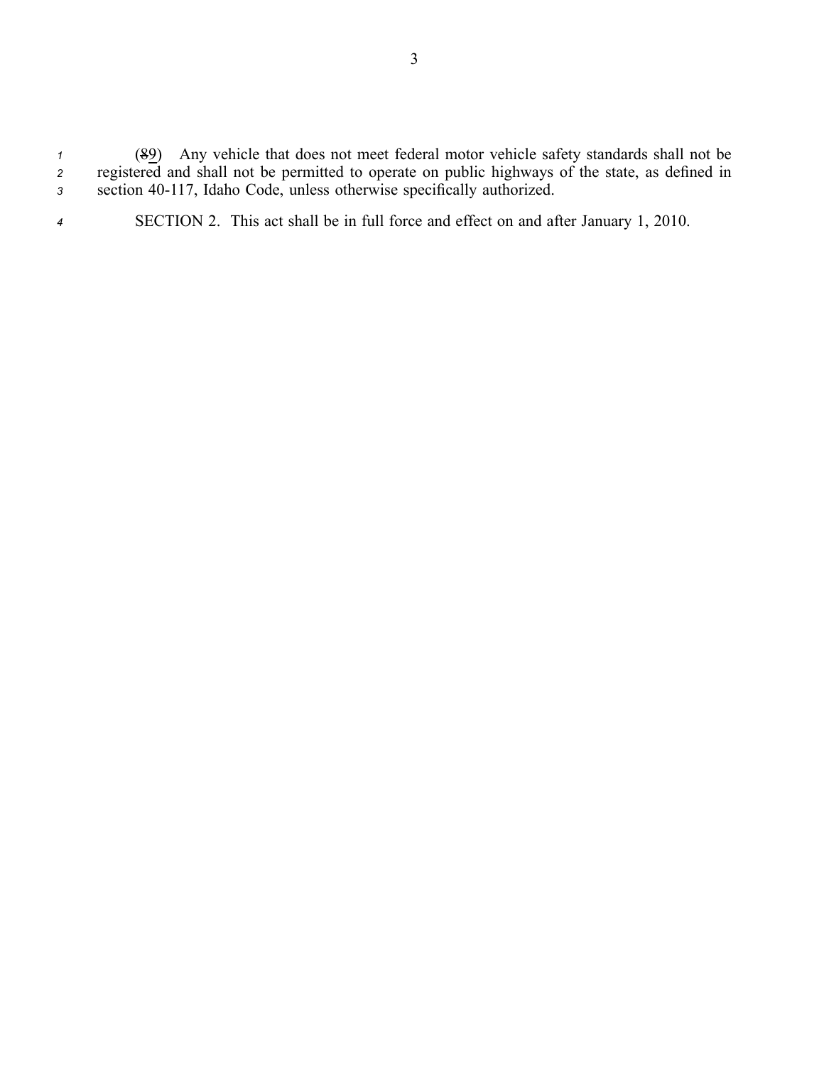(~~8~~<u>9</u>) Any vehicle that does not meet federal motor vehicle safety standards shall not be registered and shall not be permitted to operate on public highways of the state, as defined in section 40-117, Idaho Code, unless otherwise specifically authorized.

SECTION 2. This act shall be in full force and effect on and after January 1, 2010.